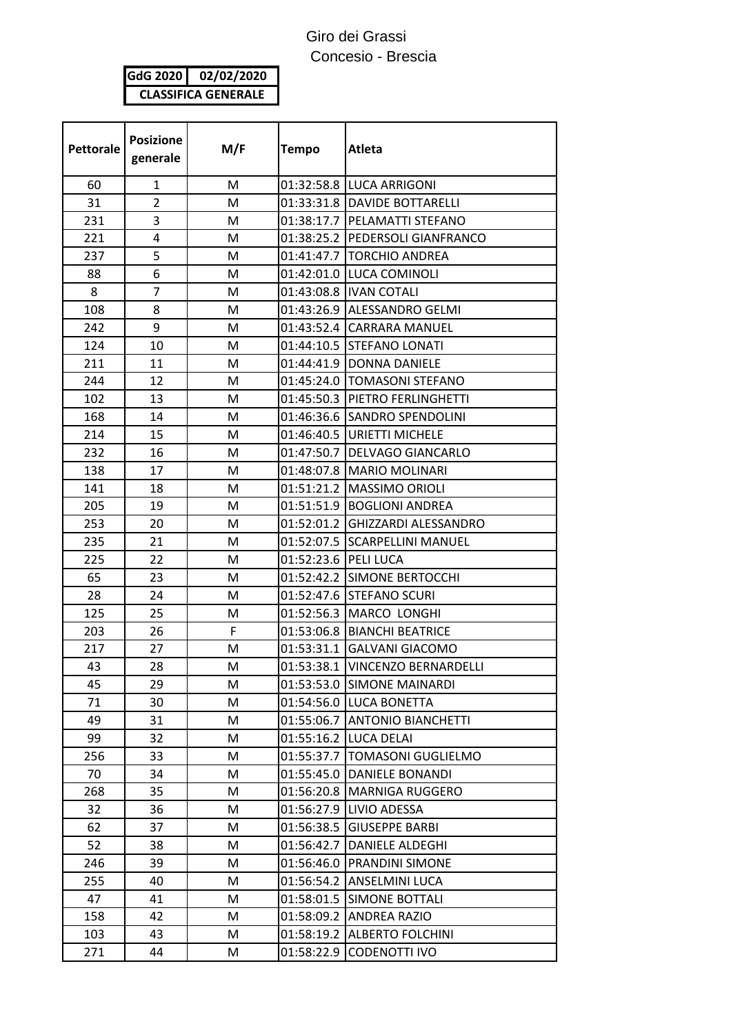# Giro dei Grassi

Concesio - Brescia

| GdG 2020 | 02/02/2020 |
|---|---|
| CLASSIFICA GENERALE | |

| Pettorale | Posizione generale | M/F | Tempo | Atleta |
|---|---|---|---|---|
| 60 | 1 | M | 01:32:58.8 | LUCA ARRIGONI |
| 31 | 2 | M | 01:33:31.8 | DAVIDE BOTTARELLI |
| 231 | 3 | M | 01:38:17.7 | PELAMATTI STEFANO |
| 221 | 4 | M | 01:38:25.2 | PEDERSOLI GIANFRANCO |
| 237 | 5 | M | 01:41:47.7 | TORCHIO ANDREA |
| 88 | 6 | M | 01:42:01.0 | LUCA COMINOLI |
| 8 | 7 | M | 01:43:08.8 | IVAN COTALI |
| 108 | 8 | M | 01:43:26.9 | ALESSANDRO GELMI |
| 242 | 9 | M | 01:43:52.4 | CARRARA MANUEL |
| 124 | 10 | M | 01:44:10.5 | STEFANO LONATI |
| 211 | 11 | M | 01:44:41.9 | DONNA DANIELE |
| 244 | 12 | M | 01:45:24.0 | TOMASONI STEFANO |
| 102 | 13 | M | 01:45:50.3 | PIETRO FERLINGHETTI |
| 168 | 14 | M | 01:46:36.6 | SANDRO SPENDOLINI |
| 214 | 15 | M | 01:46:40.5 | URIETTI MICHELE |
| 232 | 16 | M | 01:47:50.7 | DELVAGO GIANCARLO |
| 138 | 17 | M | 01:48:07.8 | MARIO MOLINARI |
| 141 | 18 | M | 01:51:21.2 | MASSIMO ORIOLI |
| 205 | 19 | M | 01:51:51.9 | BOGLIONI ANDREA |
| 253 | 20 | M | 01:52:01.2 | GHIZZARDI ALESSANDRO |
| 235 | 21 | M | 01:52:07.5 | SCARPELLINI MANUEL |
| 225 | 22 | M | 01:52:23.6 | PELI LUCA |
| 65 | 23 | M | 01:52:42.2 | SIMONE BERTOCCHI |
| 28 | 24 | M | 01:52:47.6 | STEFANO SCURI |
| 125 | 25 | M | 01:52:56.3 | MARCO LONGHI |
| 203 | 26 | F | 01:53:06.8 | BIANCHI BEATRICE |
| 217 | 27 | M | 01:53:31.1 | GALVANI GIACOMO |
| 43 | 28 | M | 01:53:38.1 | VINCENZO BERNARDELLI |
| 45 | 29 | M | 01:53:53.0 | SIMONE MAINARDI |
| 71 | 30 | M | 01:54:56.0 | LUCA BONETTA |
| 49 | 31 | M | 01:55:06.7 | ANTONIO BIANCHETTI |
| 99 | 32 | M | 01:55:16.2 | LUCA DELAI |
| 256 | 33 | M | 01:55:37.7 | TOMASONI GUGLIELMO |
| 70 | 34 | M | 01:55:45.0 | DANIELE BONANDI |
| 268 | 35 | M | 01:56:20.8 | MARNIGA RUGGERO |
| 32 | 36 | M | 01:56:27.9 | LIVIO ADESSA |
| 62 | 37 | M | 01:56:38.5 | GIUSEPPE BARBI |
| 52 | 38 | M | 01:56:42.7 | DANIELE ALDEGHI |
| 246 | 39 | M | 01:56:46.0 | PRANDINI SIMONE |
| 255 | 40 | M | 01:56:54.2 | ANSELMINI LUCA |
| 47 | 41 | M | 01:58:01.5 | SIMONE BOTTALI |
| 158 | 42 | M | 01:58:09.2 | ANDREA RAZIO |
| 103 | 43 | M | 01:58:19.2 | ALBERTO FOLCHINI |
| 271 | 44 | M | 01:58:22.9 | CODENOTTI IVO |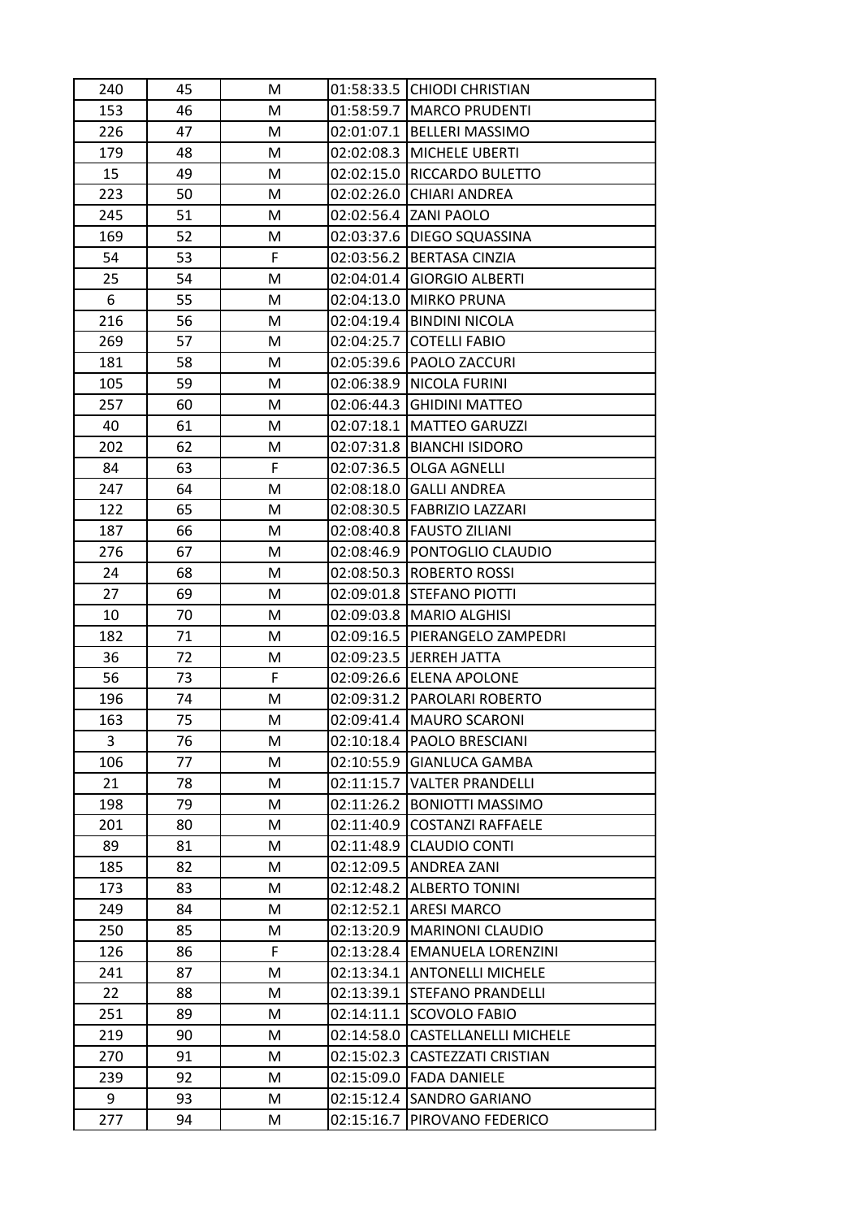| 240 | 45 | M | 01:58:33.5 | CHIODI CHRISTIAN |
|---|---|---|---|---|
| 153 | 46 | M | 01:58:59.7 | MARCO PRUDENTI |
| 226 | 47 | M | 02:01:07.1 | BELLERI MASSIMO |
| 179 | 48 | M | 02:02:08.3 | MICHELE UBERTI |
| 15 | 49 | M | 02:02:15.0 | RICCARDO BULETTO |
| 223 | 50 | M | 02:02:26.0 | CHIARI ANDREA |
| 245 | 51 | M | 02:02:56.4 | ZANI PAOLO |
| 169 | 52 | M | 02:03:37.6 | DIEGO SQUASSINA |
| 54 | 53 | F | 02:03:56.2 | BERTASA CINZIA |
| 25 | 54 | M | 02:04:01.4 | GIORGIO ALBERTI |
| 6 | 55 | M | 02:04:13.0 | MIRKO PRUNA |
| 216 | 56 | M | 02:04:19.4 | BINDINI NICOLA |
| 269 | 57 | M | 02:04:25.7 | COTELLI FABIO |
| 181 | 58 | M | 02:05:39.6 | PAOLO ZACCURI |
| 105 | 59 | M | 02:06:38.9 | NICOLA FURINI |
| 257 | 60 | M | 02:06:44.3 | GHIDINI MATTEO |
| 40 | 61 | M | 02:07:18.1 | MATTEO GARUZZI |
| 202 | 62 | M | 02:07:31.8 | BIANCHI ISIDORO |
| 84 | 63 | F | 02:07:36.5 | OLGA AGNELLI |
| 247 | 64 | M | 02:08:18.0 | GALLI ANDREA |
| 122 | 65 | M | 02:08:30.5 | FABRIZIO LAZZARI |
| 187 | 66 | M | 02:08:40.8 | FAUSTO ZILIANI |
| 276 | 67 | M | 02:08:46.9 | PONTOGLIO CLAUDIO |
| 24 | 68 | M | 02:08:50.3 | ROBERTO ROSSI |
| 27 | 69 | M | 02:09:01.8 | STEFANO PIOTTI |
| 10 | 70 | M | 02:09:03.8 | MARIO ALGHISI |
| 182 | 71 | M | 02:09:16.5 | PIERANGELO ZAMPEDRI |
| 36 | 72 | M | 02:09:23.5 | JERREH JATTA |
| 56 | 73 | F | 02:09:26.6 | ELENA APOLONE |
| 196 | 74 | M | 02:09:31.2 | PAROLARI ROBERTO |
| 163 | 75 | M | 02:09:41.4 | MAURO SCARONI |
| 3 | 76 | M | 02:10:18.4 | PAOLO BRESCIANI |
| 106 | 77 | M | 02:10:55.9 | GIANLUCA GAMBA |
| 21 | 78 | M | 02:11:15.7 | VALTER PRANDELLI |
| 198 | 79 | M | 02:11:26.2 | BONIOTTI MASSIMO |
| 201 | 80 | M | 02:11:40.9 | COSTANZI RAFFAELE |
| 89 | 81 | M | 02:11:48.9 | CLAUDIO CONTI |
| 185 | 82 | M | 02:12:09.5 | ANDREA ZANI |
| 173 | 83 | M | 02:12:48.2 | ALBERTO TONINI |
| 249 | 84 | M | 02:12:52.1 | ARESI MARCO |
| 250 | 85 | M | 02:13:20.9 | MARINONI CLAUDIO |
| 126 | 86 | F | 02:13:28.4 | EMANUELA LORENZINI |
| 241 | 87 | M | 02:13:34.1 | ANTONELLI MICHELE |
| 22 | 88 | M | 02:13:39.1 | STEFANO PRANDELLI |
| 251 | 89 | M | 02:14:11.1 | SCOVOLO FABIO |
| 219 | 90 | M | 02:14:58.0 | CASTELLANELLI MICHELE |
| 270 | 91 | M | 02:15:02.3 | CASTEZZATI CRISTIAN |
| 239 | 92 | M | 02:15:09.0 | FADA DANIELE |
| 9 | 93 | M | 02:15:12.4 | SANDRO GARIANO |
| 277 | 94 | M | 02:15:16.7 | PIROVANO FEDERICO |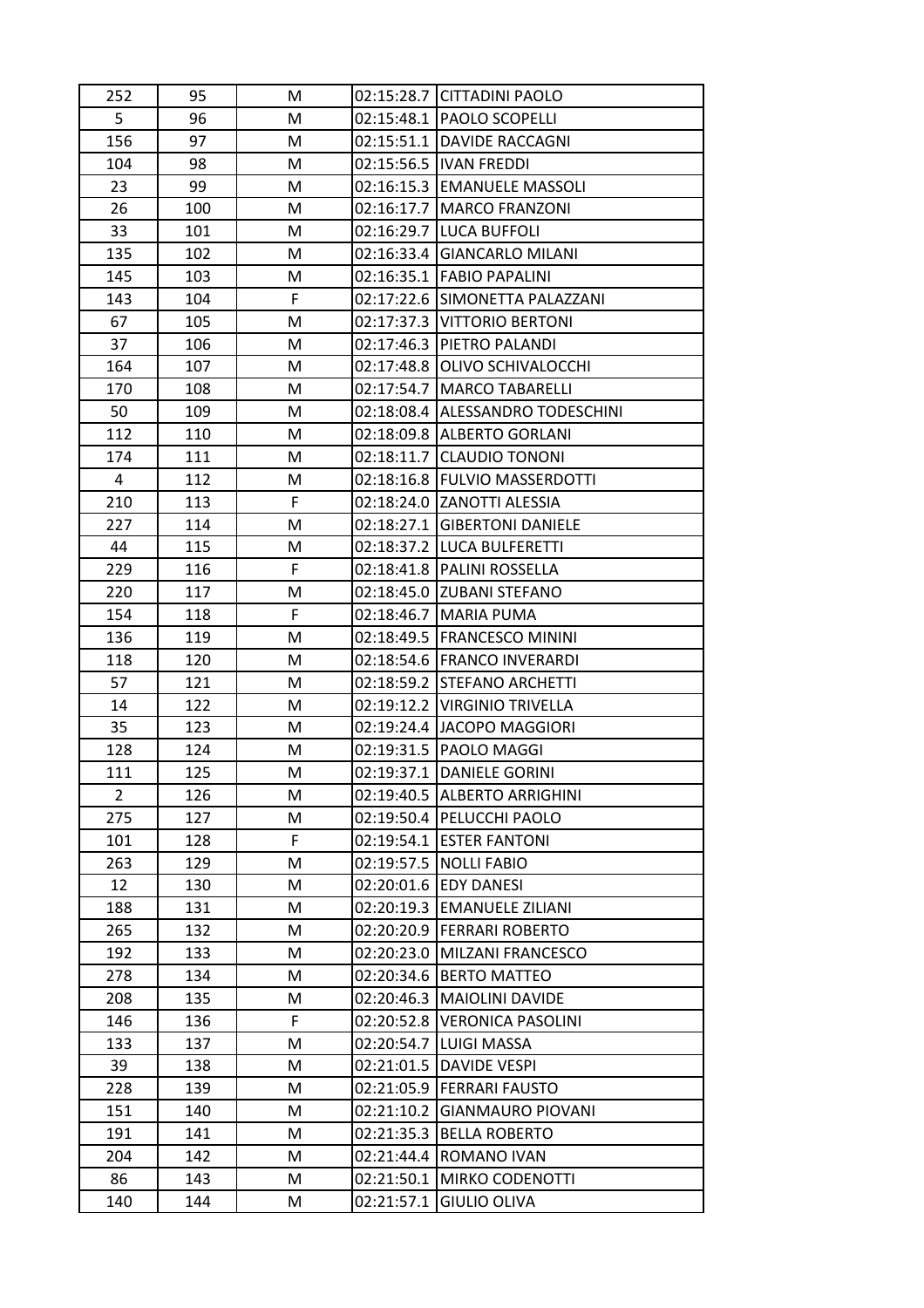| 252 | 95 | M | 02:15:28.7 | CITTADINI PAOLO |
|---|---|---|---|---|
| 5 | 96 | M | 02:15:48.1 | PAOLO SCOPELLI |
| 156 | 97 | M | 02:15:51.1 | DAVIDE RACCAGNI |
| 104 | 98 | M | 02:15:56.5 | IVAN FREDDI |
| 23 | 99 | M | 02:16:15.3 | EMANUELE MASSOLI |
| 26 | 100 | M | 02:16:17.7 | MARCO FRANZONI |
| 33 | 101 | M | 02:16:29.7 | LUCA BUFFOLI |
| 135 | 102 | M | 02:16:33.4 | GIANCARLO MILANI |
| 145 | 103 | M | 02:16:35.1 | FABIO PAPALINI |
| 143 | 104 | F | 02:17:22.6 | SIMONETTA PALAZZANI |
| 67 | 105 | M | 02:17:37.3 | VITTORIO BERTONI |
| 37 | 106 | M | 02:17:46.3 | PIETRO PALANDI |
| 164 | 107 | M | 02:17:48.8 | OLIVO SCHIVALOCCHI |
| 170 | 108 | M | 02:17:54.7 | MARCO TABARELLI |
| 50 | 109 | M | 02:18:08.4 | ALESSANDRO TODESCHINI |
| 112 | 110 | M | 02:18:09.8 | ALBERTO GORLANI |
| 174 | 111 | M | 02:18:11.7 | CLAUDIO TONONI |
| 4 | 112 | M | 02:18:16.8 | FULVIO MASSERDOTTI |
| 210 | 113 | F | 02:18:24.0 | ZANOTTI ALESSIA |
| 227 | 114 | M | 02:18:27.1 | GIBERTONI DANIELE |
| 44 | 115 | M | 02:18:37.2 | LUCA BULFERETTI |
| 229 | 116 | F | 02:18:41.8 | PALINI ROSSELLA |
| 220 | 117 | M | 02:18:45.0 | ZUBANI STEFANO |
| 154 | 118 | F | 02:18:46.7 | MARIA PUMA |
| 136 | 119 | M | 02:18:49.5 | FRANCESCO MININI |
| 118 | 120 | M | 02:18:54.6 | FRANCO INVERARDI |
| 57 | 121 | M | 02:18:59.2 | STEFANO ARCHETTI |
| 14 | 122 | M | 02:19:12.2 | VIRGINIO TRIVELLA |
| 35 | 123 | M | 02:19:24.4 | JACOPO MAGGIORI |
| 128 | 124 | M | 02:19:31.5 | PAOLO MAGGI |
| 111 | 125 | M | 02:19:37.1 | DANIELE GORINI |
| 2 | 126 | M | 02:19:40.5 | ALBERTO ARRIGHINI |
| 275 | 127 | M | 02:19:50.4 | PELUCCHI PAOLO |
| 101 | 128 | F | 02:19:54.1 | ESTER FANTONI |
| 263 | 129 | M | 02:19:57.5 | NOLLI FABIO |
| 12 | 130 | M | 02:20:01.6 | EDY DANESI |
| 188 | 131 | M | 02:20:19.3 | EMANUELE ZILIANI |
| 265 | 132 | M | 02:20:20.9 | FERRARI ROBERTO |
| 192 | 133 | M | 02:20:23.0 | MILZANI FRANCESCO |
| 278 | 134 | M | 02:20:34.6 | BERTO MATTEO |
| 208 | 135 | M | 02:20:46.3 | MAIOLINI DAVIDE |
| 146 | 136 | F | 02:20:52.8 | VERONICA PASOLINI |
| 133 | 137 | M | 02:20:54.7 | LUIGI MASSA |
| 39 | 138 | M | 02:21:01.5 | DAVIDE VESPI |
| 228 | 139 | M | 02:21:05.9 | FERRARI FAUSTO |
| 151 | 140 | M | 02:21:10.2 | GIANMAURO PIOVANI |
| 191 | 141 | M | 02:21:35.3 | BELLA ROBERTO |
| 204 | 142 | M | 02:21:44.4 | ROMANO IVAN |
| 86 | 143 | M | 02:21:50.1 | MIRKO CODENOTTI |
| 140 | 144 | M | 02:21:57.1 | GIULIO OLIVA |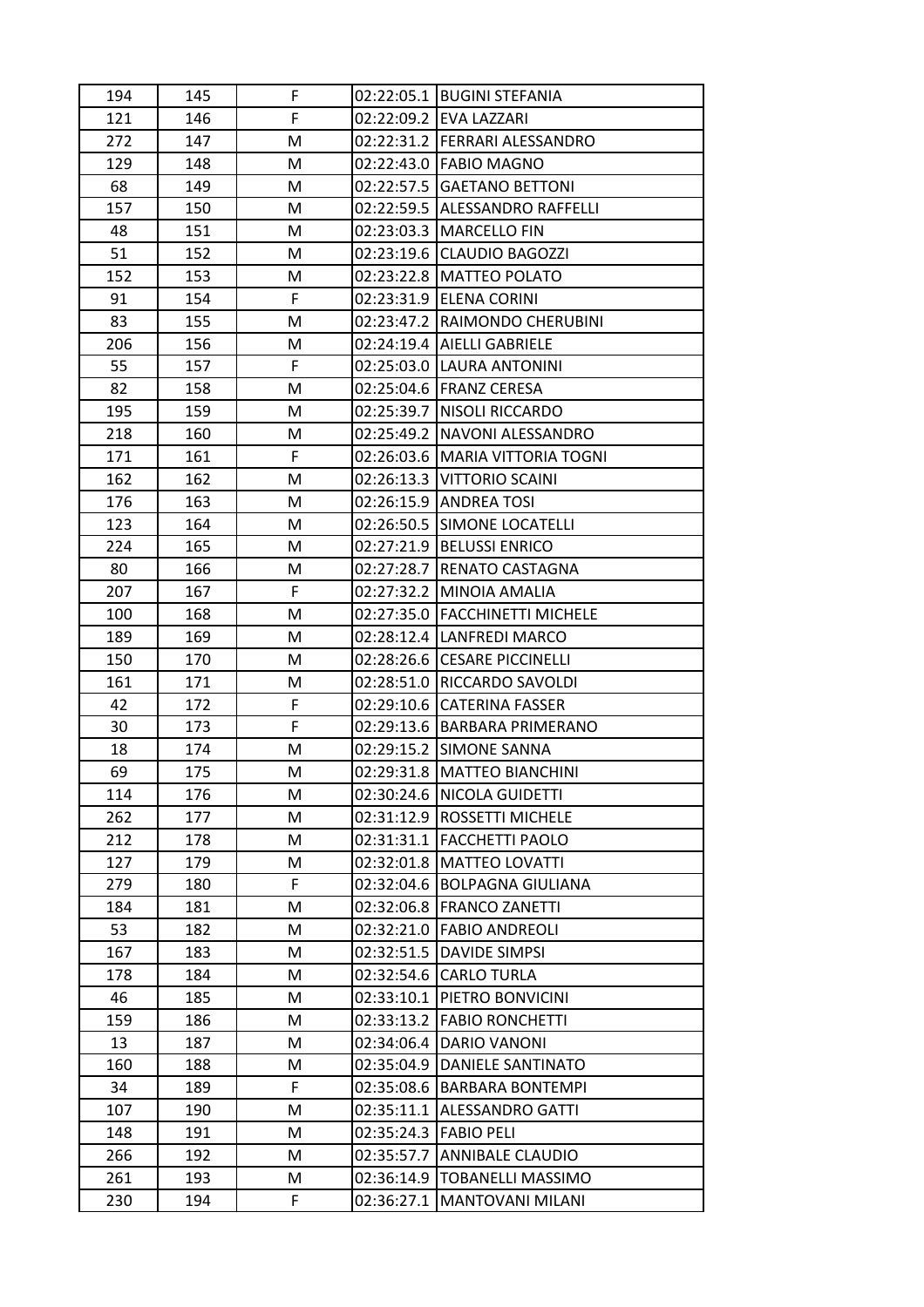| | | | | |
|---|---|---|---|---|
| 194 | 145 | F | 02:22:05.1 | BUGINI STEFANIA |
| 121 | 146 | F | 02:22:09.2 | EVA LAZZARI |
| 272 | 147 | M | 02:22:31.2 | FERRARI ALESSANDRO |
| 129 | 148 | M | 02:22:43.0 | FABIO MAGNO |
| 68 | 149 | M | 02:22:57.5 | GAETANO BETTONI |
| 157 | 150 | M | 02:22:59.5 | ALESSANDRO RAFFELLI |
| 48 | 151 | M | 02:23:03.3 | MARCELLO FIN |
| 51 | 152 | M | 02:23:19.6 | CLAUDIO BAGOZZI |
| 152 | 153 | M | 02:23:22.8 | MATTEO POLATO |
| 91 | 154 | F | 02:23:31.9 | ELENA CORINI |
| 83 | 155 | M | 02:23:47.2 | RAIMONDO CHERUBINI |
| 206 | 156 | M | 02:24:19.4 | AIELLI GABRIELE |
| 55 | 157 | F | 02:25:03.0 | LAURA ANTONINI |
| 82 | 158 | M | 02:25:04.6 | FRANZ CERESA |
| 195 | 159 | M | 02:25:39.7 | NISOLI RICCARDO |
| 218 | 160 | M | 02:25:49.2 | NAVONI ALESSANDRO |
| 171 | 161 | F | 02:26:03.6 | MARIA VITTORIA TOGNI |
| 162 | 162 | M | 02:26:13.3 | VITTORIO SCAINI |
| 176 | 163 | M | 02:26:15.9 | ANDREA TOSI |
| 123 | 164 | M | 02:26:50.5 | SIMONE LOCATELLI |
| 224 | 165 | M | 02:27:21.9 | BELUSSI ENRICO |
| 80 | 166 | M | 02:27:28.7 | RENATO CASTAGNA |
| 207 | 167 | F | 02:27:32.2 | MINOIA AMALIA |
| 100 | 168 | M | 02:27:35.0 | FACCHINETTI MICHELE |
| 189 | 169 | M | 02:28:12.4 | LANFREDI MARCO |
| 150 | 170 | M | 02:28:26.6 | CESARE PICCINELLI |
| 161 | 171 | M | 02:28:51.0 | RICCARDO SAVOLDI |
| 42 | 172 | F | 02:29:10.6 | CATERINA FASSER |
| 30 | 173 | F | 02:29:13.6 | BARBARA PRIMERANO |
| 18 | 174 | M | 02:29:15.2 | SIMONE SANNA |
| 69 | 175 | M | 02:29:31.8 | MATTEO BIANCHINI |
| 114 | 176 | M | 02:30:24.6 | NICOLA GUIDETTI |
| 262 | 177 | M | 02:31:12.9 | ROSSETTI MICHELE |
| 212 | 178 | M | 02:31:31.1 | FACCHETTI PAOLO |
| 127 | 179 | M | 02:32:01.8 | MATTEO LOVATTI |
| 279 | 180 | F | 02:32:04.6 | BOLPAGNA GIULIANA |
| 184 | 181 | M | 02:32:06.8 | FRANCO ZANETTI |
| 53 | 182 | M | 02:32:21.0 | FABIO ANDREOLI |
| 167 | 183 | M | 02:32:51.5 | DAVIDE SIMPSI |
| 178 | 184 | M | 02:32:54.6 | CARLO TURLA |
| 46 | 185 | M | 02:33:10.1 | PIETRO BONVICINI |
| 159 | 186 | M | 02:33:13.2 | FABIO RONCHETTI |
| 13 | 187 | M | 02:34:06.4 | DARIO VANONI |
| 160 | 188 | M | 02:35:04.9 | DANIELE SANTINATO |
| 34 | 189 | F | 02:35:08.6 | BARBARA BONTEMPI |
| 107 | 190 | M | 02:35:11.1 | ALESSANDRO GATTI |
| 148 | 191 | M | 02:35:24.3 | FABIO PELI |
| 266 | 192 | M | 02:35:57.7 | ANNIBALE CLAUDIO |
| 261 | 193 | M | 02:36:14.9 | TOBANELLI MASSIMO |
| 230 | 194 | F | 02:36:27.1 | MANTOVANI MILANI |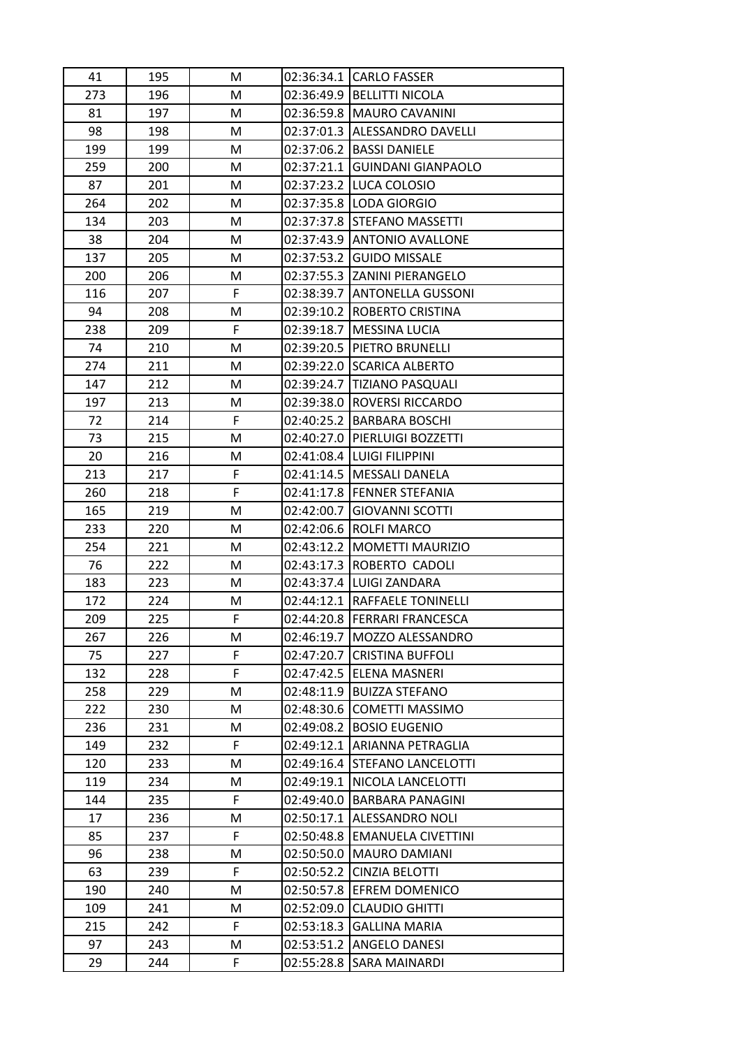| 41 | 195 | M | 02:36:34.1 | CARLO FASSER |
|---|---|---|---|---|
| 273 | 196 | M | 02:36:49.9 | BELLITTI NICOLA |
| 81 | 197 | M | 02:36:59.8 | MAURO CAVANINI |
| 98 | 198 | M | 02:37:01.3 | ALESSANDRO DAVELLI |
| 199 | 199 | M | 02:37:06.2 | BASSI DANIELE |
| 259 | 200 | M | 02:37:21.1 | GUINDANI GIANPAOLO |
| 87 | 201 | M | 02:37:23.2 | LUCA COLOSIO |
| 264 | 202 | M | 02:37:35.8 | LODA GIORGIO |
| 134 | 203 | M | 02:37:37.8 | STEFANO MASSETTI |
| 38 | 204 | M | 02:37:43.9 | ANTONIO AVALLONE |
| 137 | 205 | M | 02:37:53.2 | GUIDO MISSALE |
| 200 | 206 | M | 02:37:55.3 | ZANINI PIERANGELO |
| 116 | 207 | F | 02:38:39.7 | ANTONELLA GUSSONI |
| 94 | 208 | M | 02:39:10.2 | ROBERTO CRISTINA |
| 238 | 209 | F | 02:39:18.7 | MESSINA LUCIA |
| 74 | 210 | M | 02:39:20.5 | PIETRO BRUNELLI |
| 274 | 211 | M | 02:39:22.0 | SCARICA ALBERTO |
| 147 | 212 | M | 02:39:24.7 | TIZIANO PASQUALI |
| 197 | 213 | M | 02:39:38.0 | ROVERSI RICCARDO |
| 72 | 214 | F | 02:40:25.2 | BARBARA BOSCHI |
| 73 | 215 | M | 02:40:27.0 | PIERLUIGI BOZZETTI |
| 20 | 216 | M | 02:41:08.4 | LUIGI FILIPPINI |
| 213 | 217 | F | 02:41:14.5 | MESSALI DANELA |
| 260 | 218 | F | 02:41:17.8 | FENNER STEFANIA |
| 165 | 219 | M | 02:42:00.7 | GIOVANNI SCOTTI |
| 233 | 220 | M | 02:42:06.6 | ROLFI MARCO |
| 254 | 221 | M | 02:43:12.2 | MOMETTI MAURIZIO |
| 76 | 222 | M | 02:43:17.3 | ROBERTO CADOLI |
| 183 | 223 | M | 02:43:37.4 | LUIGI ZANDARA |
| 172 | 224 | M | 02:44:12.1 | RAFFAELE TONINELLI |
| 209 | 225 | F | 02:44:20.8 | FERRARI FRANCESCA |
| 267 | 226 | M | 02:46:19.7 | MOZZO ALESSANDRO |
| 75 | 227 | F | 02:47:20.7 | CRISTINA BUFFOLI |
| 132 | 228 | F | 02:47:42.5 | ELENA MASNERI |
| 258 | 229 | M | 02:48:11.9 | BUIZZA STEFANO |
| 222 | 230 | M | 02:48:30.6 | COMETTI MASSIMO |
| 236 | 231 | M | 02:49:08.2 | BOSIO EUGENIO |
| 149 | 232 | F | 02:49:12.1 | ARIANNA PETRAGLIA |
| 120 | 233 | M | 02:49:16.4 | STEFANO LANCELOTTI |
| 119 | 234 | M | 02:49:19.1 | NICOLA LANCELOTTI |
| 144 | 235 | F | 02:49:40.0 | BARBARA PANAGINI |
| 17 | 236 | M | 02:50:17.1 | ALESSANDRO NOLI |
| 85 | 237 | F | 02:50:48.8 | EMANUELA CIVETTINI |
| 96 | 238 | M | 02:50:50.0 | MAURO DAMIANI |
| 63 | 239 | F | 02:50:52.2 | CINZIA BELOTTI |
| 190 | 240 | M | 02:50:57.8 | EFREM DOMENICO |
| 109 | 241 | M | 02:52:09.0 | CLAUDIO GHITTI |
| 215 | 242 | F | 02:53:18.3 | GALLINA MARIA |
| 97 | 243 | M | 02:53:51.2 | ANGELO DANESI |
| 29 | 244 | F | 02:55:28.8 | SARA MAINARDI |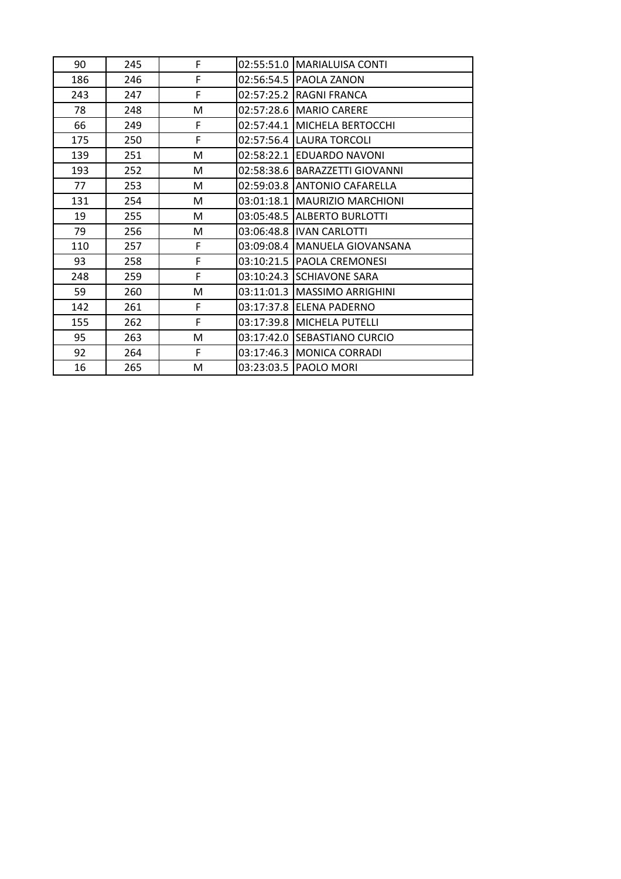| | | | | |
|---|---|---|---|---|
| 90 | 245 | F | 02:55:51.0 | MARIALUISA CONTI |
| 186 | 246 | F | 02:56:54.5 | PAOLA ZANON |
| 243 | 247 | F | 02:57:25.2 | RAGNI FRANCA |
| 78 | 248 | M | 02:57:28.6 | MARIO CARERE |
| 66 | 249 | F | 02:57:44.1 | MICHELA BERTOCCHI |
| 175 | 250 | F | 02:57:56.4 | LAURA TORCOLI |
| 139 | 251 | M | 02:58:22.1 | EDUARDO NAVONI |
| 193 | 252 | M | 02:58:38.6 | BARAZZETTI GIOVANNI |
| 77 | 253 | M | 02:59:03.8 | ANTONIO CAFARELLA |
| 131 | 254 | M | 03:01:18.1 | MAURIZIO MARCHIONI |
| 19 | 255 | M | 03:05:48.5 | ALBERTO BURLOTTI |
| 79 | 256 | M | 03:06:48.8 | IVAN CARLOTTI |
| 110 | 257 | F | 03:09:08.4 | MANUELA GIOVANSANA |
| 93 | 258 | F | 03:10:21.5 | PAOLA CREMONESI |
| 248 | 259 | F | 03:10:24.3 | SCHIAVONE SARA |
| 59 | 260 | M | 03:11:01.3 | MASSIMO ARRIGHINI |
| 142 | 261 | F | 03:17:37.8 | ELENA PADERNO |
| 155 | 262 | F | 03:17:39.8 | MICHELA PUTELLI |
| 95 | 263 | M | 03:17:42.0 | SEBASTIANO CURCIO |
| 92 | 264 | F | 03:17:46.3 | MONICA CORRADI |
| 16 | 265 | M | 03:23:03.5 | PAOLO MORI |